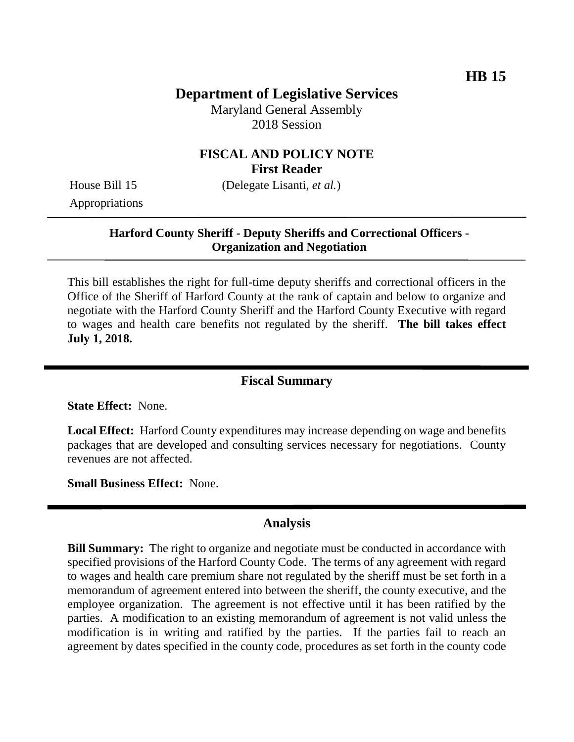**HB 15**

# Department of Legislative Services

Maryland General Assembly
2018 Session

## FISCAL AND POLICY NOTE
**First Reader**

House Bill 15 (Delegate Lisanti, *et al.*)
Appropriations

---

**Harford County Sheriff - Deputy Sheriffs and Correctional Officers - Organization and Negotiation**

---

This bill establishes the right for full-time deputy sheriffs and correctional officers in the Office of the Sheriff of Harford County at the rank of captain and below to organize and negotiate with the Harford County Sheriff and the Harford County Executive with regard to wages and health care benefits not regulated by the sheriff. **The bill takes effect July 1, 2018.**

---

## Fiscal Summary

**State Effect:** None.

**Local Effect:** Harford County expenditures may increase depending on wage and benefits packages that are developed and consulting services necessary for negotiations. County revenues are not affected.

**Small Business Effect:** None.

---

## Analysis

**Bill Summary:** The right to organize and negotiate must be conducted in accordance with specified provisions of the Harford County Code. The terms of any agreement with regard to wages and health care premium share not regulated by the sheriff must be set forth in a memorandum of agreement entered into between the sheriff, the county executive, and the employee organization. The agreement is not effective until it has been ratified by the parties. A modification to an existing memorandum of agreement is not valid unless the modification is in writing and ratified by the parties. If the parties fail to reach an agreement by dates specified in the county code, procedures as set forth in the county code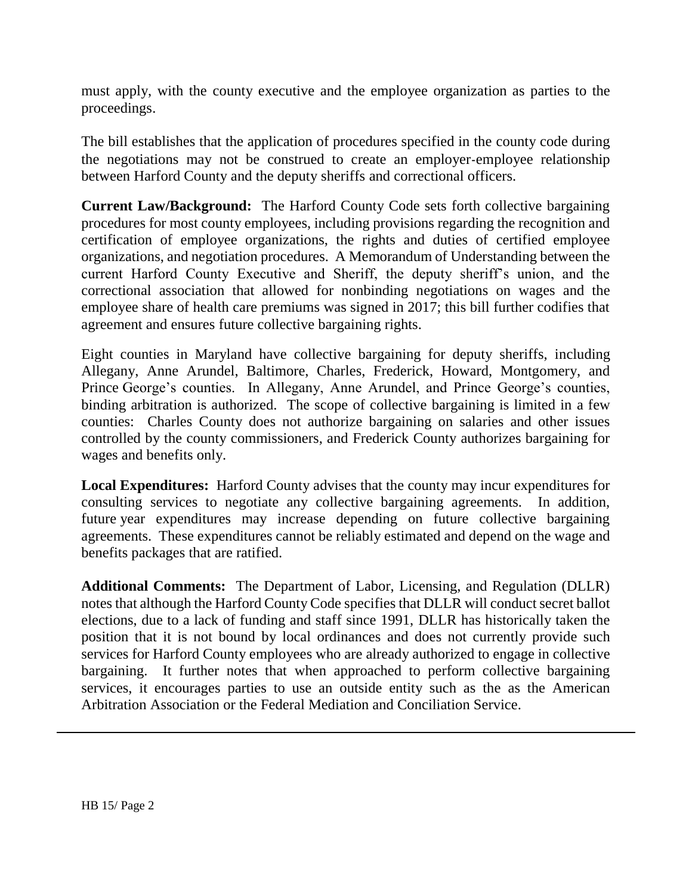must apply, with the county executive and the employee organization as parties to the proceedings.

The bill establishes that the application of procedures specified in the county code during the negotiations may not be construed to create an employer-employee relationship between Harford County and the deputy sheriffs and correctional officers.

**Current Law/Background:** The Harford County Code sets forth collective bargaining procedures for most county employees, including provisions regarding the recognition and certification of employee organizations, the rights and duties of certified employee organizations, and negotiation procedures. A Memorandum of Understanding between the current Harford County Executive and Sheriff, the deputy sheriff's union, and the correctional association that allowed for nonbinding negotiations on wages and the employee share of health care premiums was signed in 2017; this bill further codifies that agreement and ensures future collective bargaining rights.

Eight counties in Maryland have collective bargaining for deputy sheriffs, including Allegany, Anne Arundel, Baltimore, Charles, Frederick, Howard, Montgomery, and Prince George's counties. In Allegany, Anne Arundel, and Prince George's counties, binding arbitration is authorized. The scope of collective bargaining is limited in a few counties: Charles County does not authorize bargaining on salaries and other issues controlled by the county commissioners, and Frederick County authorizes bargaining for wages and benefits only.

**Local Expenditures:** Harford County advises that the county may incur expenditures for consulting services to negotiate any collective bargaining agreements. In addition, future year expenditures may increase depending on future collective bargaining agreements. These expenditures cannot be reliably estimated and depend on the wage and benefits packages that are ratified.

**Additional Comments:** The Department of Labor, Licensing, and Regulation (DLLR) notes that although the Harford County Code specifies that DLLR will conduct secret ballot elections, due to a lack of funding and staff since 1991, DLLR has historically taken the position that it is not bound by local ordinances and does not currently provide such services for Harford County employees who are already authorized to engage in collective bargaining. It further notes that when approached to perform collective bargaining services, it encourages parties to use an outside entity such as the as the American Arbitration Association or the Federal Mediation and Conciliation Service.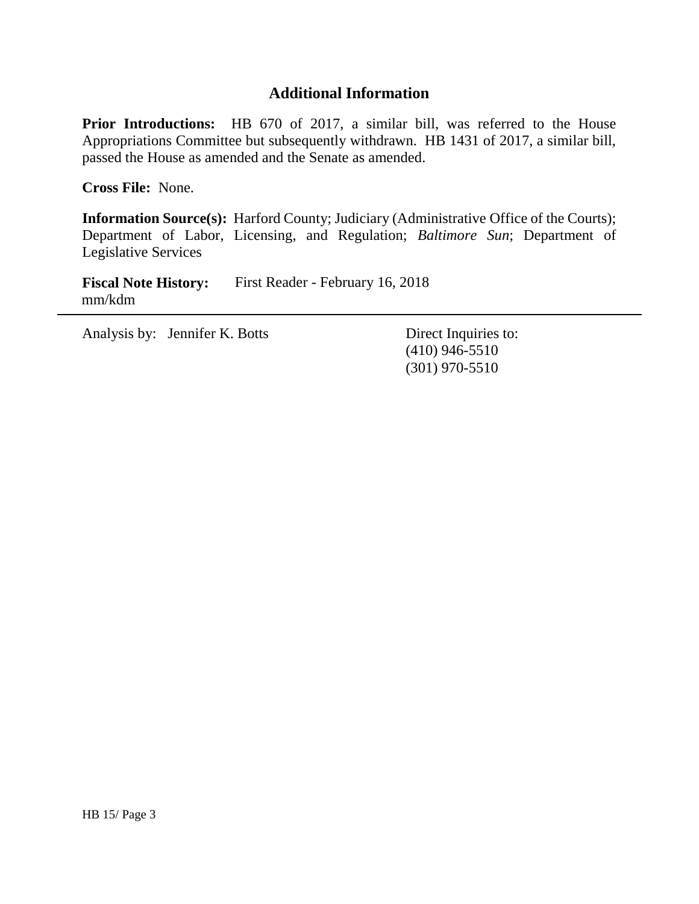## Additional Information

**Prior Introductions:** HB 670 of 2017, a similar bill, was referred to the House Appropriations Committee but subsequently withdrawn. HB 1431 of 2017, a similar bill, passed the House as amended and the Senate as amended.

**Cross File:** None.

**Information Source(s):** Harford County; Judiciary (Administrative Office of the Courts); Department of Labor, Licensing, and Regulation; *Baltimore Sun*; Department of Legislative Services

**Fiscal Note History:** First Reader - February 16, 2018
mm/kdm

---

Analysis by: Jennifer K. Botts

Direct Inquiries to:
(410) 946-5510
(301) 970-5510